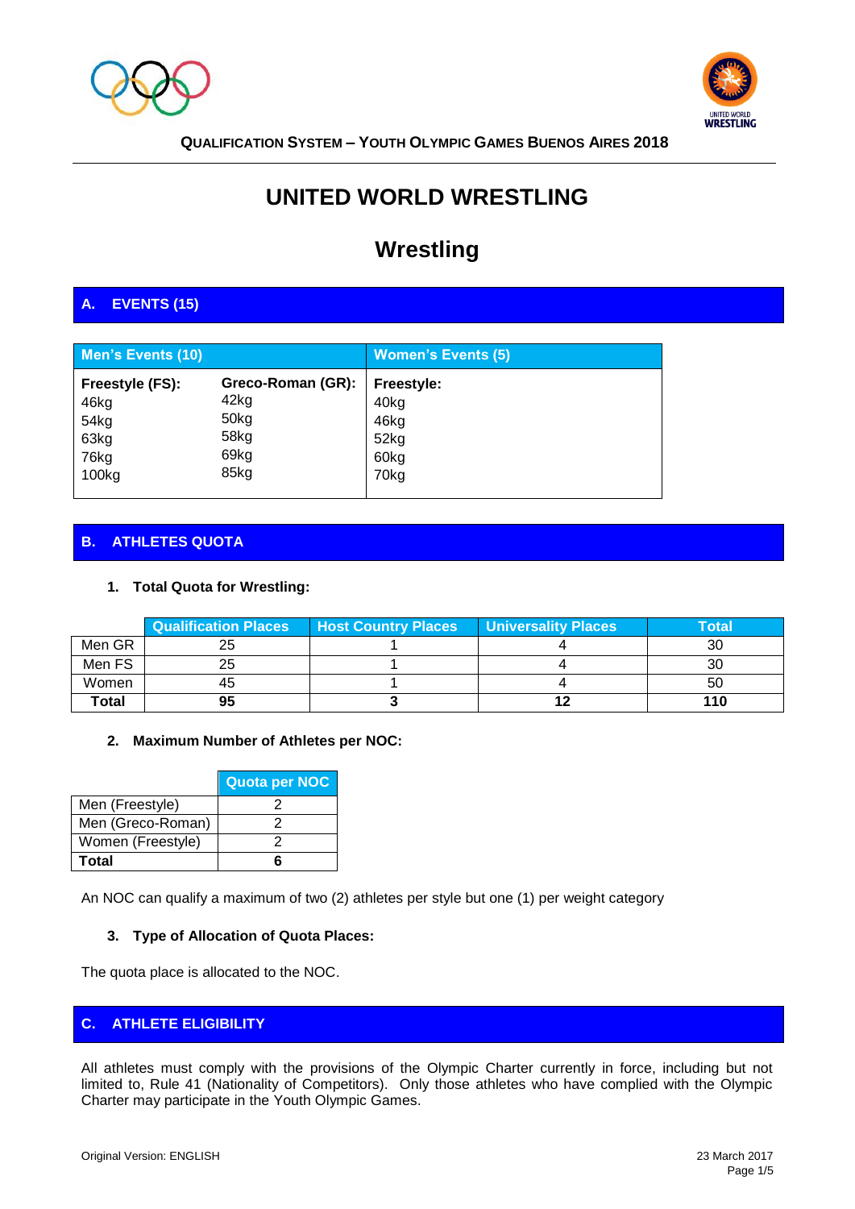**QUALIFICATION SYSTEM – YOUTH OLYMPIC GAMES BUENOS AIRES 2018**

# UNITED WORLD WRESTLING

# Wrestling

## A. EVENTS (15)

| Men's Events (10) | | Women's Events (5) |
|---|---|---|
| **Freestyle (FS):** | **Greco-Roman (GR):** | **Freestyle:** |
| 46kg | 42kg | 40kg |
| 54kg | 50kg | 46kg |
| 63kg | 58kg | 52kg |
| 76kg | 69kg | 60kg |
| 100kg | 85kg | 70kg |

## B. ATHLETES QUOTA

### 1. Total Quota for Wrestling:

| | Qualification Places | Host Country Places | Universality Places | Total |
|---|---|---|---|---|
| Men GR | 25 | 1 | 4 | 30 |
| Men FS | 25 | 1 | 4 | 30 |
| Women | 45 | 1 | 4 | 50 |
| **Total** | **95** | **3** | **12** | **110** |

### 2. Maximum Number of Athletes per NOC:

| | Quota per NOC |
|---|---|
| Men (Freestyle) | 2 |
| Men (Greco-Roman) | 2 |
| Women (Freestyle) | 2 |
| **Total** | **6** |

An NOC can qualify a maximum of two (2) athletes per style but one (1) per weight category

### 3. Type of Allocation of Quota Places:

The quota place is allocated to the NOC.

## C. ATHLETE ELIGIBILITY

All athletes must comply with the provisions of the Olympic Charter currently in force, including but not limited to, Rule 41 (Nationality of Competitors). Only those athletes who have complied with the Olympic Charter may participate in the Youth Olympic Games.

Original Version: ENGLISH

23 March 2017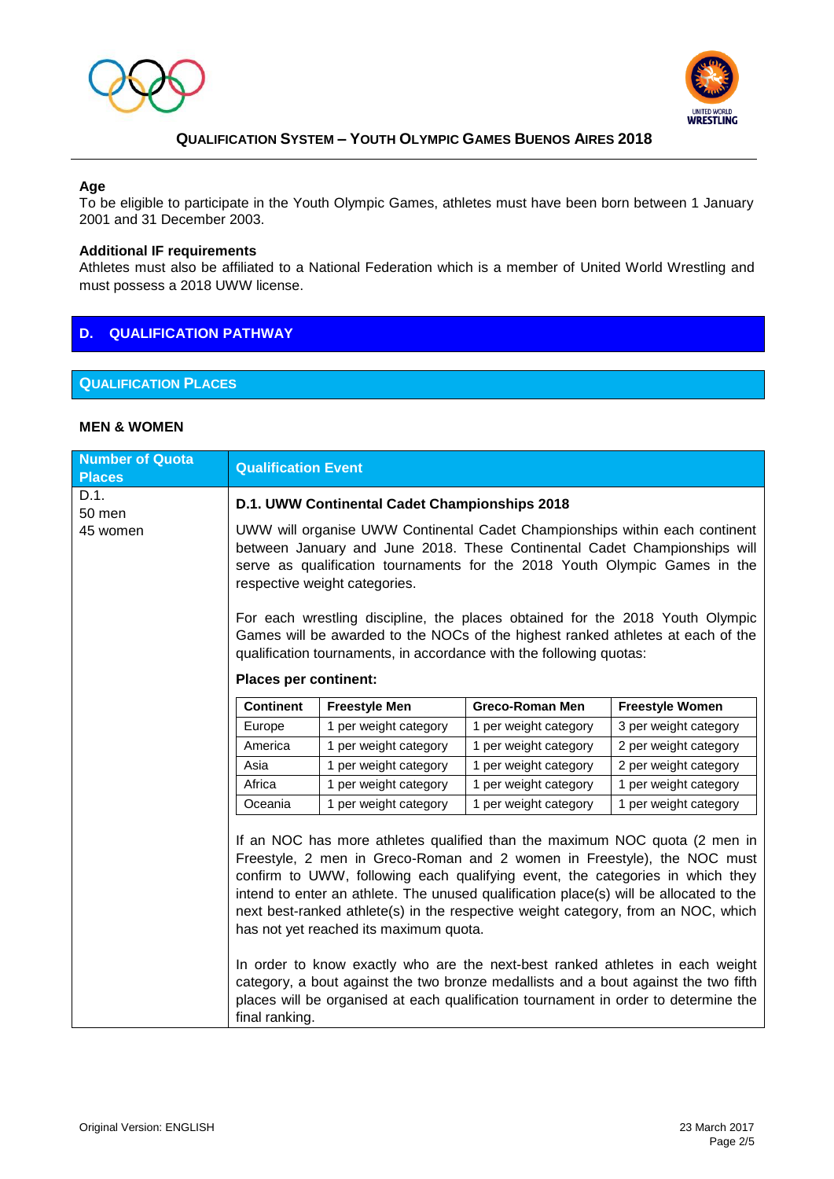### Age

To be eligible to participate in the Youth Olympic Games, athletes must have been born between 1 January 2001 and 31 December 2003.

### Additional IF requirements

Athletes must also be affiliated to a National Federation which is a member of United World Wrestling and must possess a 2018 UWW license.

## D. QUALIFICATION PATHWAY

### QUALIFICATION PLACES

**MEN & WOMEN**

| Number of Quota Places | Qualification Event |
|---|---|
| D.1.<br>50 men<br>45 women | **D.1. UWW Continental Cadet Championships 2018**<br><br>UWW will organise UWW Continental Cadet Championships within each continent between January and June 2018. These Continental Cadet Championships will serve as qualification tournaments for the 2018 Youth Olympic Games in the respective weight categories.<br><br>For each wrestling discipline, the places obtained for the 2018 Youth Olympic Games will be awarded to the NOCs of the highest ranked athletes at each of the qualification tournaments, in accordance with the following quotas:<br><br>**Places per continent:** |

| Continent | Freestyle Men | Greco-Roman Men | Freestyle Women |
|---|---|---|---|
| Europe | 1 per weight category | 1 per weight category | 3 per weight category |
| America | 1 per weight category | 1 per weight category | 2 per weight category |
| Asia | 1 per weight category | 1 per weight category | 2 per weight category |
| Africa | 1 per weight category | 1 per weight category | 1 per weight category |
| Oceania | 1 per weight category | 1 per weight category | 1 per weight category |

If an NOC has more athletes qualified than the maximum NOC quota (2 men in Freestyle, 2 men in Greco-Roman and 2 women in Freestyle), the NOC must confirm to UWW, following each qualifying event, the categories in which they intend to enter an athlete. The unused qualification place(s) will be allocated to the next best-ranked athlete(s) in the respective weight category, from an NOC, which has not yet reached its maximum quota.

In order to know exactly who are the next-best ranked athletes in each weight category, a bout against the two bronze medallists and a bout against the two fifth places will be organised at each qualification tournament in order to determine the final ranking.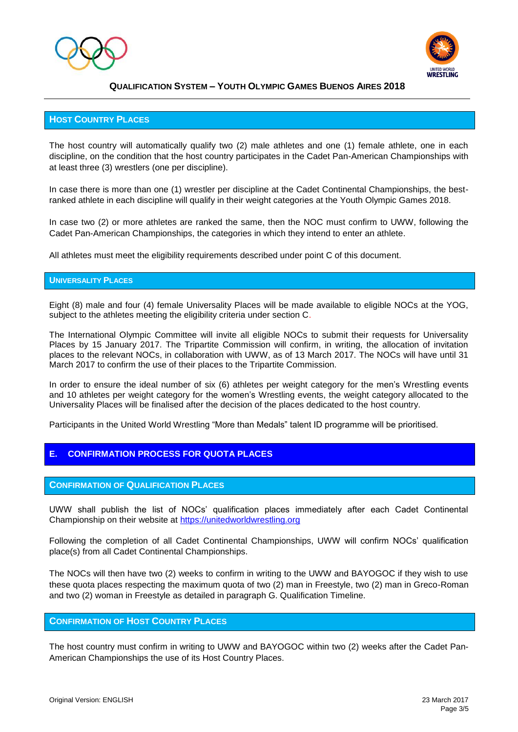### Host Country Places

The host country will automatically qualify two (2) male athletes and one (1) female athlete, one in each discipline, on the condition that the host country participates in the Cadet Pan-American Championships with at least three (3) wrestlers (one per discipline).

In case there is more than one (1) wrestler per discipline at the Cadet Continental Championships, the best-ranked athlete in each discipline will qualify in their weight categories at the Youth Olympic Games 2018.

In case two (2) or more athletes are ranked the same, then the NOC must confirm to UWW, following the Cadet Pan-American Championships, the categories in which they intend to enter an athlete.

All athletes must meet the eligibility requirements described under point C of this document.

### Universality Places

Eight (8) male and four (4) female Universality Places will be made available to eligible NOCs at the YOG, subject to the athletes meeting the eligibility criteria under section C.

The International Olympic Committee will invite all eligible NOCs to submit their requests for Universality Places by 15 January 2017. The Tripartite Commission will confirm, in writing, the allocation of invitation places to the relevant NOCs, in collaboration with UWW, as of 13 March 2017. The NOCs will have until 31 March 2017 to confirm the use of their places to the Tripartite Commission.

In order to ensure the ideal number of six (6) athletes per weight category for the men's Wrestling events and 10 athletes per weight category for the women's Wrestling events, the weight category allocated to the Universality Places will be finalised after the decision of the places dedicated to the host country.

Participants in the United World Wrestling "More than Medals" talent ID programme will be prioritised.

## E. CONFIRMATION PROCESS FOR QUOTA PLACES

### Confirmation of Qualification Places

UWW shall publish the list of NOCs' qualification places immediately after each Cadet Continental Championship on their website at https://unitedworldwrestling.org

Following the completion of all Cadet Continental Championships, UWW will confirm NOCs' qualification place(s) from all Cadet Continental Championships.

The NOCs will then have two (2) weeks to confirm in writing to the UWW and BAYOGOC if they wish to use these quota places respecting the maximum quota of two (2) man in Freestyle, two (2) man in Greco-Roman and two (2) woman in Freestyle as detailed in paragraph G. Qualification Timeline.

### Confirmation of Host Country Places

The host country must confirm in writing to UWW and BAYOGOC within two (2) weeks after the Cadet Pan-American Championships the use of its Host Country Places.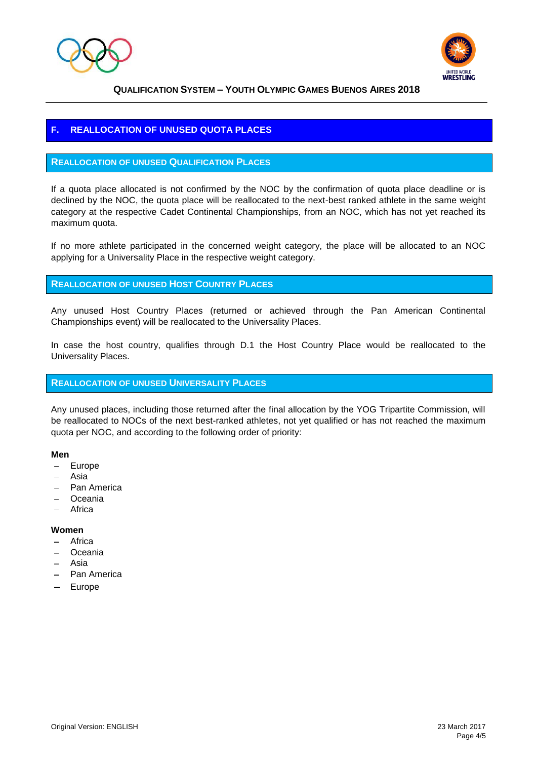## F. REALLOCATION OF UNUSED QUOTA PLACES

### REALLOCATION OF UNUSED QUALIFICATION PLACES

If a quota place allocated is not confirmed by the NOC by the confirmation of quota place deadline or is declined by the NOC, the quota place will be reallocated to the next-best ranked athlete in the same weight category at the respective Cadet Continental Championships, from an NOC, which has not yet reached its maximum quota.

If no more athlete participated in the concerned weight category, the place will be allocated to an NOC applying for a Universality Place in the respective weight category.

### REALLOCATION OF UNUSED HOST COUNTRY PLACES

Any unused Host Country Places (returned or achieved through the Pan American Continental Championships event) will be reallocated to the Universality Places.

In case the host country, qualifies through D.1 the Host Country Place would be reallocated to the Universality Places.

### REALLOCATION OF UNUSED UNIVERSALITY PLACES

Any unused places, including those returned after the final allocation by the YOG Tripartite Commission, will be reallocated to NOCs of the next best-ranked athletes, not yet qualified or has not reached the maximum quota per NOC, and according to the following order of priority:

**Men**

- Europe
- Asia
- Pan America
- Oceania
- Africa

**Women**

- Africa
- Oceania
- Asia
- Pan America
- Europe

Original Version: ENGLISH

23 March 2017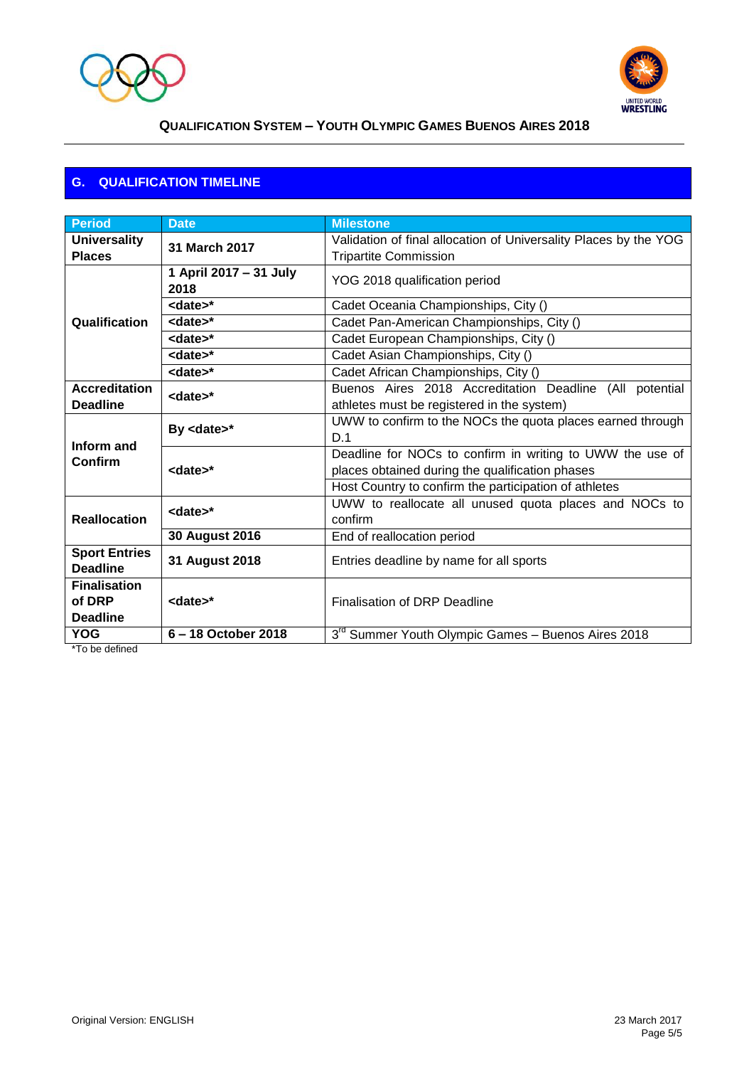## G. QUALIFICATION TIMELINE

| Period | Date | Milestone |
|---|---|---|
| **Universality Places** | **31 March 2017** | Validation of final allocation of Universality Places by the YOG Tripartite Commission |
| **Qualification** | **1 April 2017 – 31 July 2018** | YOG 2018 qualification period |
| | **<date>*** | Cadet Oceania Championships, City () |
| | **<date>*** | Cadet Pan-American Championships, City () |
| | **<date>*** | Cadet European Championships, City () |
| | **<date>*** | Cadet Asian Championships, City () |
| | **<date>*** | Cadet African Championships, City () |
| **Accreditation Deadline** | **<date>*** | Buenos Aires 2018 Accreditation Deadline (All potential athletes must be registered in the system) |
| **Inform and Confirm** | **By <date>*** | UWW to confirm to the NOCs the quota places earned through D.1 |
| | **<date>*** | Deadline for NOCs to confirm in writing to UWW the use of places obtained during the qualification phases |
| | | Host Country to confirm the participation of athletes |
| **Reallocation** | **<date>*** | UWW to reallocate all unused quota places and NOCs to confirm |
| | **30 August 2016** | End of reallocation period |
| **Sport Entries Deadline** | **31 August 2018** | Entries deadline by name for all sports |
| **Finalisation of DRP Deadline** | **<date>*** | Finalisation of DRP Deadline |
| **YOG** | **6 – 18 October 2018** | 3rd Summer Youth Olympic Games – Buenos Aires 2018 |

*To be defined

Original Version: ENGLISH

23 March 2017